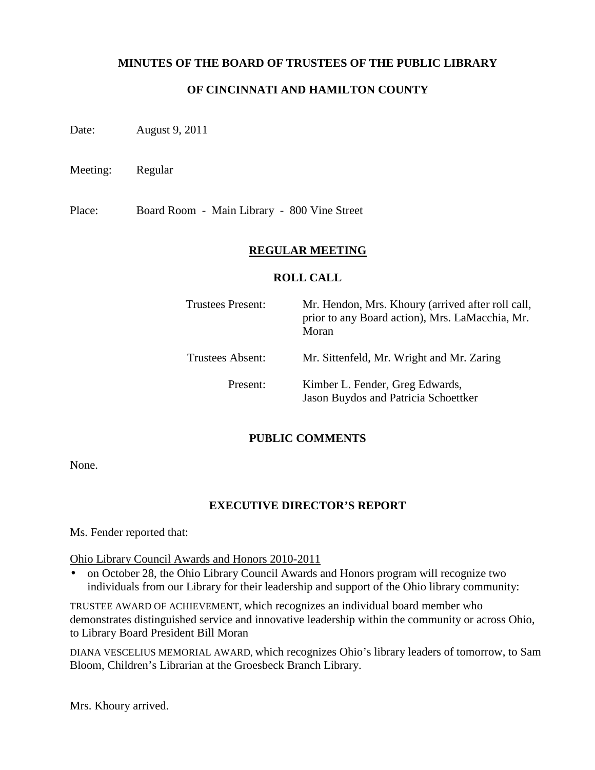**MINUTES OF THE BOARD OF TRUSTEES OF THE PUBLIC LIBRARY**

**OF CINCINNATI AND HAMILTON COUNTY**

Date: August 9, 2011

Meeting: Regular

Place: Board Room - Main Library - 800 Vine Street

## REGULAR MEETING

### ROLL CALL

| | |
|---|---|
| Trustees Present: | Mr. Hendon, Mrs. Khoury (arrived after roll call, prior to any Board action), Mrs. LaMacchia, Mr. Moran |
| Trustees Absent: | Mr. Sittenfeld, Mr. Wright and Mr. Zaring |
| Present: | Kimber L. Fender, Greg Edwards, Jason Buydos and Patricia Schoettker |

### PUBLIC COMMENTS

None.

### EXECUTIVE DIRECTOR'S REPORT

Ms. Fender reported that:

Ohio Library Council Awards and Honors 2010-2011

- on October 28, the Ohio Library Council Awards and Honors program will recognize two individuals from our Library for their leadership and support of the Ohio library community:

TRUSTEE AWARD OF ACHIEVEMENT, which recognizes an individual board member who demonstrates distinguished service and innovative leadership within the community or across Ohio, to Library Board President Bill Moran

DIANA VESCELIUS MEMORIAL AWARD, which recognizes Ohio's library leaders of tomorrow, to Sam Bloom, Children's Librarian at the Groesbeck Branch Library.

Mrs. Khoury arrived.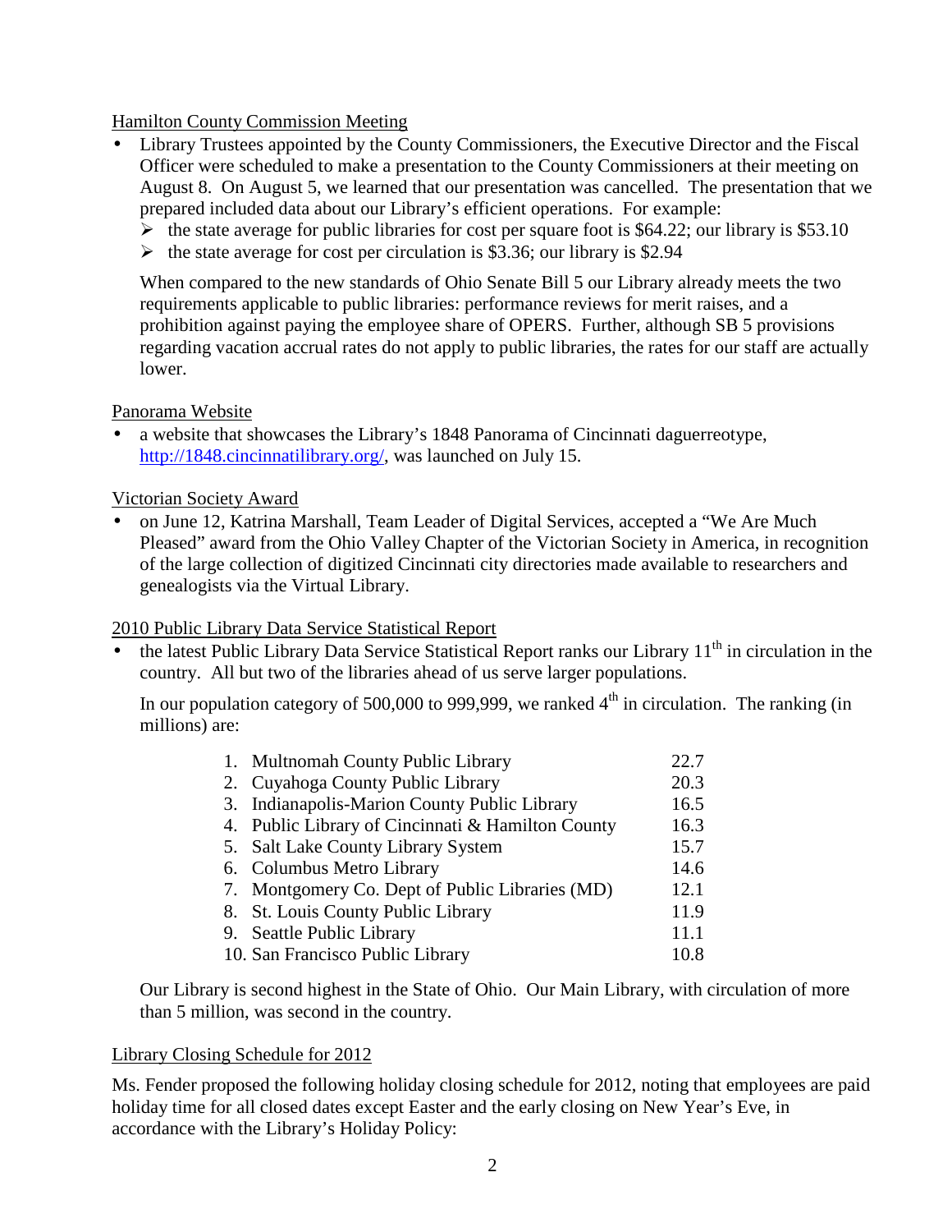Hamilton County Commission Meeting

- Library Trustees appointed by the County Commissioners, the Executive Director and the Fiscal Officer were scheduled to make a presentation to the County Commissioners at their meeting on August 8. On August 5, we learned that our presentation was cancelled. The presentation that we prepared included data about our Library's efficient operations. For example:
  - the state average for public libraries for cost per square foot is $64.22; our library is $53.10
  - the state average for cost per circulation is $3.36; our library is $2.94

  When compared to the new standards of Ohio Senate Bill 5 our Library already meets the two requirements applicable to public libraries: performance reviews for merit raises, and a prohibition against paying the employee share of OPERS. Further, although SB 5 provisions regarding vacation accrual rates do not apply to public libraries, the rates for our staff are actually lower.

Panorama Website

- a website that showcases the Library's 1848 Panorama of Cincinnati daguerreotype, http://1848.cincinnatilibrary.org/, was launched on July 15.

Victorian Society Award

- on June 12, Katrina Marshall, Team Leader of Digital Services, accepted a "We Are Much Pleased" award from the Ohio Valley Chapter of the Victorian Society in America, in recognition of the large collection of digitized Cincinnati city directories made available to researchers and genealogists via the Virtual Library.

2010 Public Library Data Service Statistical Report

- the latest Public Library Data Service Statistical Report ranks our Library 11th in circulation in the country. All but two of the libraries ahead of us serve larger populations.

  In our population category of 500,000 to 999,999, we ranked 4th in circulation. The ranking (in millions) are:

| Library | Circulation |
|---|---|
| 1. Multnomah County Public Library | 22.7 |
| 2. Cuyahoga County Public Library | 20.3 |
| 3. Indianapolis-Marion County Public Library | 16.5 |
| 4. Public Library of Cincinnati & Hamilton County | 16.3 |
| 5. Salt Lake County Library System | 15.7 |
| 6. Columbus Metro Library | 14.6 |
| 7. Montgomery Co. Dept of Public Libraries (MD) | 12.1 |
| 8. St. Louis County Public Library | 11.9 |
| 9. Seattle Public Library | 11.1 |
| 10. San Francisco Public Library | 10.8 |

  Our Library is second highest in the State of Ohio. Our Main Library, with circulation of more than 5 million, was second in the country.

Library Closing Schedule for 2012

Ms. Fender proposed the following holiday closing schedule for 2012, noting that employees are paid holiday time for all closed dates except Easter and the early closing on New Year's Eve, in accordance with the Library's Holiday Policy: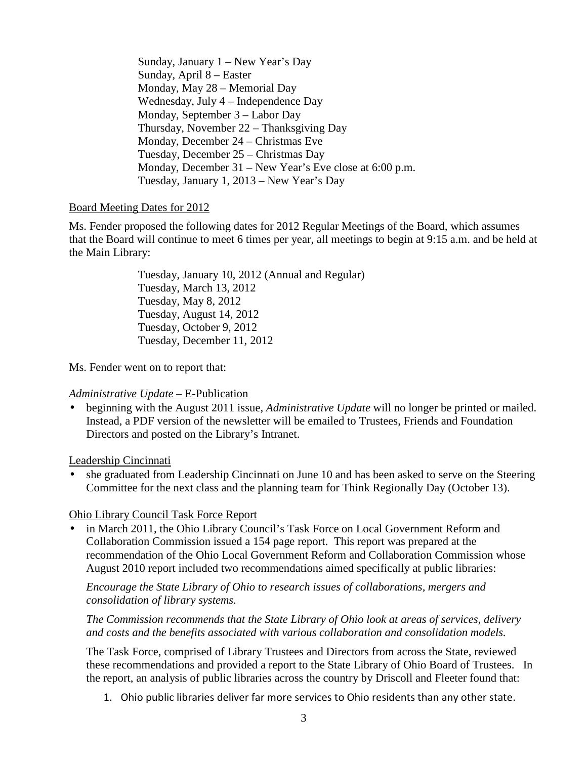Sunday, January 1 – New Year's Day
Sunday, April 8 – Easter
Monday, May 28 – Memorial Day
Wednesday, July 4 – Independence Day
Monday, September 3 – Labor Day
Thursday, November 22 – Thanksgiving Day
Monday, December 24 – Christmas Eve
Tuesday, December 25 – Christmas Day
Monday, December 31 – New Year's Eve close at 6:00 p.m.
Tuesday, January 1, 2013 – New Year's Day

<u>Board Meeting Dates for 2012</u>

Ms. Fender proposed the following dates for 2012 Regular Meetings of the Board, which assumes that the Board will continue to meet 6 times per year, all meetings to begin at 9:15 a.m. and be held at the Main Library:

Tuesday, January 10, 2012 (Annual and Regular)
Tuesday, March 13, 2012
Tuesday, May 8, 2012
Tuesday, August 14, 2012
Tuesday, October 9, 2012
Tuesday, December 11, 2012

Ms. Fender went on to report that:

<u>*Administrative Update* – E-Publication</u>

- beginning with the August 2011 issue, *Administrative Update* will no longer be printed or mailed. Instead, a PDF version of the newsletter will be emailed to Trustees, Friends and Foundation Directors and posted on the Library's Intranet.

<u>Leadership Cincinnati</u>

- she graduated from Leadership Cincinnati on June 10 and has been asked to serve on the Steering Committee for the next class and the planning team for Think Regionally Day (October 13).

<u>Ohio Library Council Task Force Report</u>

- in March 2011, the Ohio Library Council's Task Force on Local Government Reform and Collaboration Commission issued a 154 page report. This report was prepared at the recommendation of the Ohio Local Government Reform and Collaboration Commission whose August 2010 report included two recommendations aimed specifically at public libraries:

  *Encourage the State Library of Ohio to research issues of collaborations, mergers and consolidation of library systems.*

  *The Commission recommends that the State Library of Ohio look at areas of services, delivery and costs and the benefits associated with various collaboration and consolidation models.*

  The Task Force, comprised of Library Trustees and Directors from across the State, reviewed these recommendations and provided a report to the State Library of Ohio Board of Trustees. In the report, an analysis of public libraries across the country by Driscoll and Fleeter found that:

  1. Ohio public libraries deliver far more services to Ohio residents than any other state.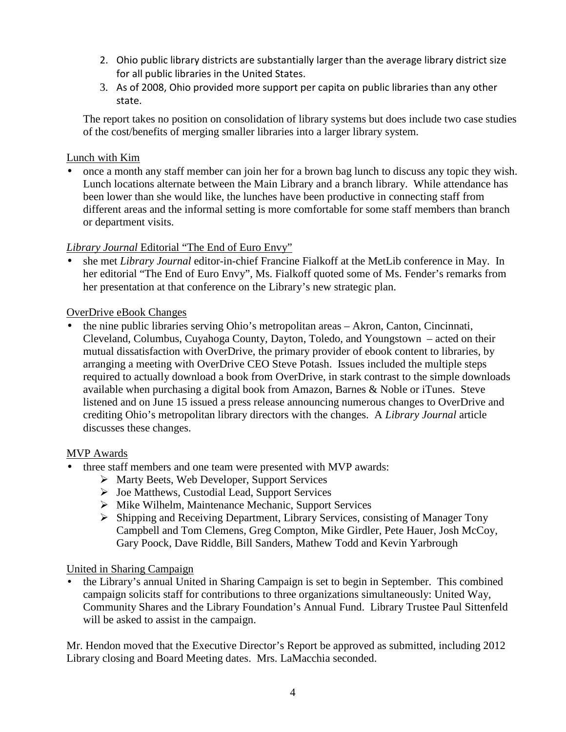2. Ohio public library districts are substantially larger than the average library district size for all public libraries in the United States.
3. As of 2008, Ohio provided more support per capita on public libraries than any other state.

The report takes no position on consolidation of library systems but does include two case studies of the cost/benefits of merging smaller libraries into a larger library system.

Lunch with Kim

- once a month any staff member can join her for a brown bag lunch to discuss any topic they wish. Lunch locations alternate between the Main Library and a branch library. While attendance has been lower than she would like, the lunches have been productive in connecting staff from different areas and the informal setting is more comfortable for some staff members than branch or department visits.

*Library Journal* Editorial "The End of Euro Envy"

- she met *Library Journal* editor-in-chief Francine Fialkoff at the MetLib conference in May. In her editorial "The End of Euro Envy", Ms. Fialkoff quoted some of Ms. Fender's remarks from her presentation at that conference on the Library's new strategic plan.

OverDrive eBook Changes

- the nine public libraries serving Ohio's metropolitan areas – Akron, Canton, Cincinnati, Cleveland, Columbus, Cuyahoga County, Dayton, Toledo, and Youngstown – acted on their mutual dissatisfaction with OverDrive, the primary provider of ebook content to libraries, by arranging a meeting with OverDrive CEO Steve Potash. Issues included the multiple steps required to actually download a book from OverDrive, in stark contrast to the simple downloads available when purchasing a digital book from Amazon, Barnes & Noble or iTunes. Steve listened and on June 15 issued a press release announcing numerous changes to OverDrive and crediting Ohio's metropolitan library directors with the changes. A *Library Journal* article discusses these changes.

MVP Awards

- three staff members and one team were presented with MVP awards:
  - Marty Beets, Web Developer, Support Services
  - Joe Matthews, Custodial Lead, Support Services
  - Mike Wilhelm, Maintenance Mechanic, Support Services
  - Shipping and Receiving Department, Library Services, consisting of Manager Tony Campbell and Tom Clemens, Greg Compton, Mike Girdler, Pete Hauer, Josh McCoy, Gary Poock, Dave Riddle, Bill Sanders, Mathew Todd and Kevin Yarbrough

United in Sharing Campaign

- the Library's annual United in Sharing Campaign is set to begin in September. This combined campaign solicits staff for contributions to three organizations simultaneously: United Way, Community Shares and the Library Foundation's Annual Fund. Library Trustee Paul Sittenfeld will be asked to assist in the campaign.

Mr. Hendon moved that the Executive Director's Report be approved as submitted, including 2012 Library closing and Board Meeting dates. Mrs. LaMacchia seconded.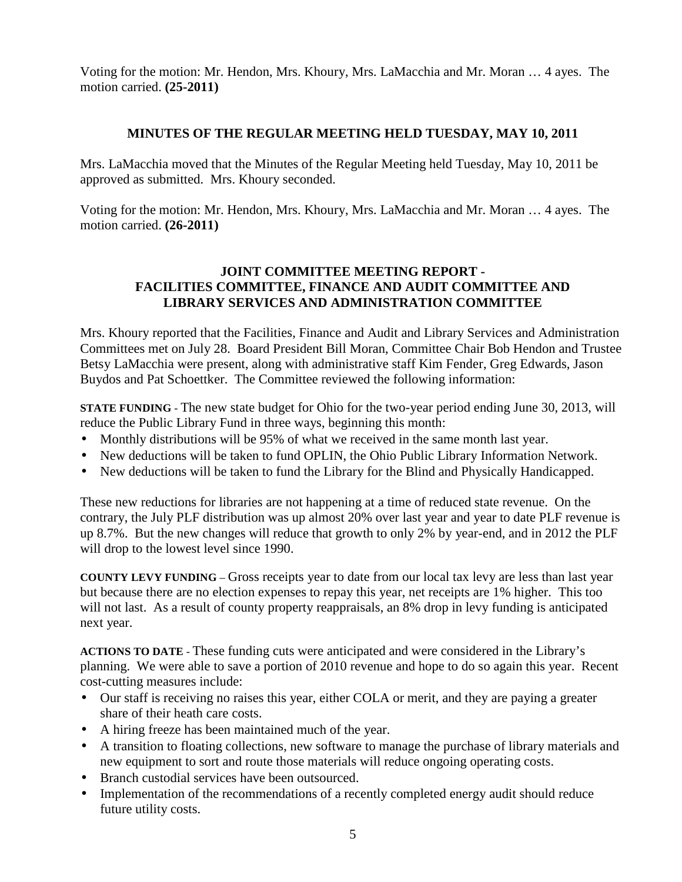Voting for the motion: Mr. Hendon, Mrs. Khoury, Mrs. LaMacchia and Mr. Moran … 4 ayes. The motion carried. **(25-2011)**

## MINUTES OF THE REGULAR MEETING HELD TUESDAY, MAY 10, 2011

Mrs. LaMacchia moved that the Minutes of the Regular Meeting held Tuesday, May 10, 2011 be approved as submitted. Mrs. Khoury seconded.

Voting for the motion: Mr. Hendon, Mrs. Khoury, Mrs. LaMacchia and Mr. Moran … 4 ayes. The motion carried. **(26-2011)**

## JOINT COMMITTEE MEETING REPORT - FACILITIES COMMITTEE, FINANCE AND AUDIT COMMITTEE AND LIBRARY SERVICES AND ADMINISTRATION COMMITTEE

Mrs. Khoury reported that the Facilities, Finance and Audit and Library Services and Administration Committees met on July 28. Board President Bill Moran, Committee Chair Bob Hendon and Trustee Betsy LaMacchia were present, along with administrative staff Kim Fender, Greg Edwards, Jason Buydos and Pat Schoettker. The Committee reviewed the following information:

**STATE FUNDING** - The new state budget for Ohio for the two-year period ending June 30, 2013, will reduce the Public Library Fund in three ways, beginning this month:

- Monthly distributions will be 95% of what we received in the same month last year.
- New deductions will be taken to fund OPLIN, the Ohio Public Library Information Network.
- New deductions will be taken to fund the Library for the Blind and Physically Handicapped.

These new reductions for libraries are not happening at a time of reduced state revenue. On the contrary, the July PLF distribution was up almost 20% over last year and year to date PLF revenue is up 8.7%. But the new changes will reduce that growth to only 2% by year-end, and in 2012 the PLF will drop to the lowest level since 1990.

**COUNTY LEVY FUNDING** – Gross receipts year to date from our local tax levy are less than last year but because there are no election expenses to repay this year, net receipts are 1% higher. This too will not last. As a result of county property reappraisals, an 8% drop in levy funding is anticipated next year.

**ACTIONS TO DATE** - These funding cuts were anticipated and were considered in the Library's planning. We were able to save a portion of 2010 revenue and hope to do so again this year. Recent cost-cutting measures include:

- Our staff is receiving no raises this year, either COLA or merit, and they are paying a greater share of their heath care costs.
- A hiring freeze has been maintained much of the year.
- A transition to floating collections, new software to manage the purchase of library materials and new equipment to sort and route those materials will reduce ongoing operating costs.
- Branch custodial services have been outsourced.
- Implementation of the recommendations of a recently completed energy audit should reduce future utility costs.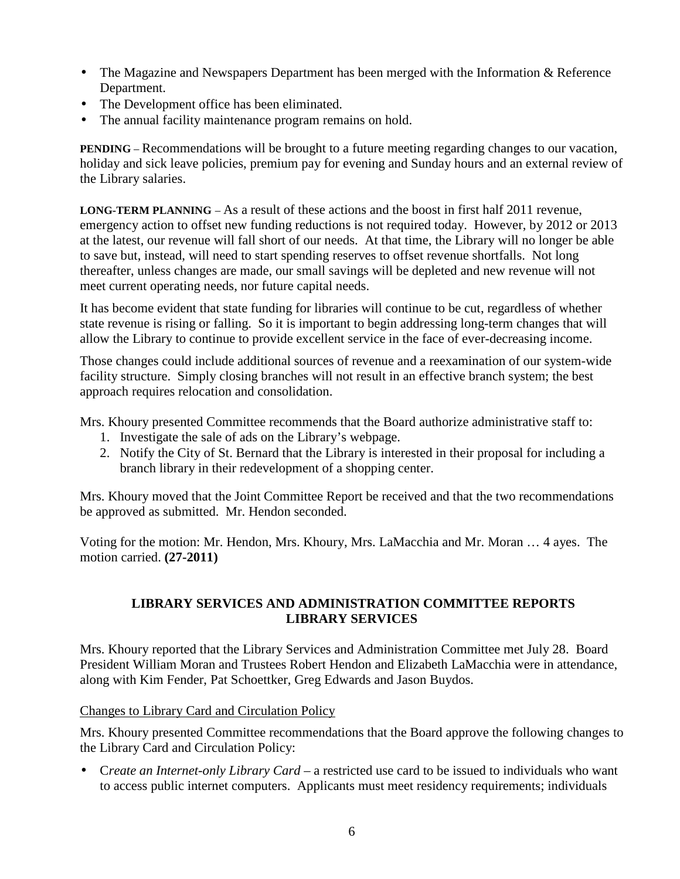- The Magazine and Newspapers Department has been merged with the Information & Reference Department.
- The Development office has been eliminated.
- The annual facility maintenance program remains on hold.

**PENDING** – Recommendations will be brought to a future meeting regarding changes to our vacation, holiday and sick leave policies, premium pay for evening and Sunday hours and an external review of the Library salaries.

**LONG-TERM PLANNING** – As a result of these actions and the boost in first half 2011 revenue, emergency action to offset new funding reductions is not required today. However, by 2012 or 2013 at the latest, our revenue will fall short of our needs. At that time, the Library will no longer be able to save but, instead, will need to start spending reserves to offset revenue shortfalls. Not long thereafter, unless changes are made, our small savings will be depleted and new revenue will not meet current operating needs, nor future capital needs.

It has become evident that state funding for libraries will continue to be cut, regardless of whether state revenue is rising or falling. So it is important to begin addressing long-term changes that will allow the Library to continue to provide excellent service in the face of ever-decreasing income.

Those changes could include additional sources of revenue and a reexamination of our system-wide facility structure. Simply closing branches will not result in an effective branch system; the best approach requires relocation and consolidation.

Mrs. Khoury presented Committee recommends that the Board authorize administrative staff to:

1. Investigate the sale of ads on the Library's webpage.
2. Notify the City of St. Bernard that the Library is interested in their proposal for including a branch library in their redevelopment of a shopping center.

Mrs. Khoury moved that the Joint Committee Report be received and that the two recommendations be approved as submitted. Mr. Hendon seconded.

Voting for the motion: Mr. Hendon, Mrs. Khoury, Mrs. LaMacchia and Mr. Moran … 4 ayes. The motion carried. **(27-2011)**

## LIBRARY SERVICES AND ADMINISTRATION COMMITTEE REPORTS
## LIBRARY SERVICES

Mrs. Khoury reported that the Library Services and Administration Committee met July 28. Board President William Moran and Trustees Robert Hendon and Elizabeth LaMacchia were in attendance, along with Kim Fender, Pat Schoettker, Greg Edwards and Jason Buydos.

Changes to Library Card and Circulation Policy

Mrs. Khoury presented Committee recommendations that the Board approve the following changes to the Library Card and Circulation Policy:

- C*reate an Internet-only Library Card* – a restricted use card to be issued to individuals who want to access public internet computers. Applicants must meet residency requirements; individuals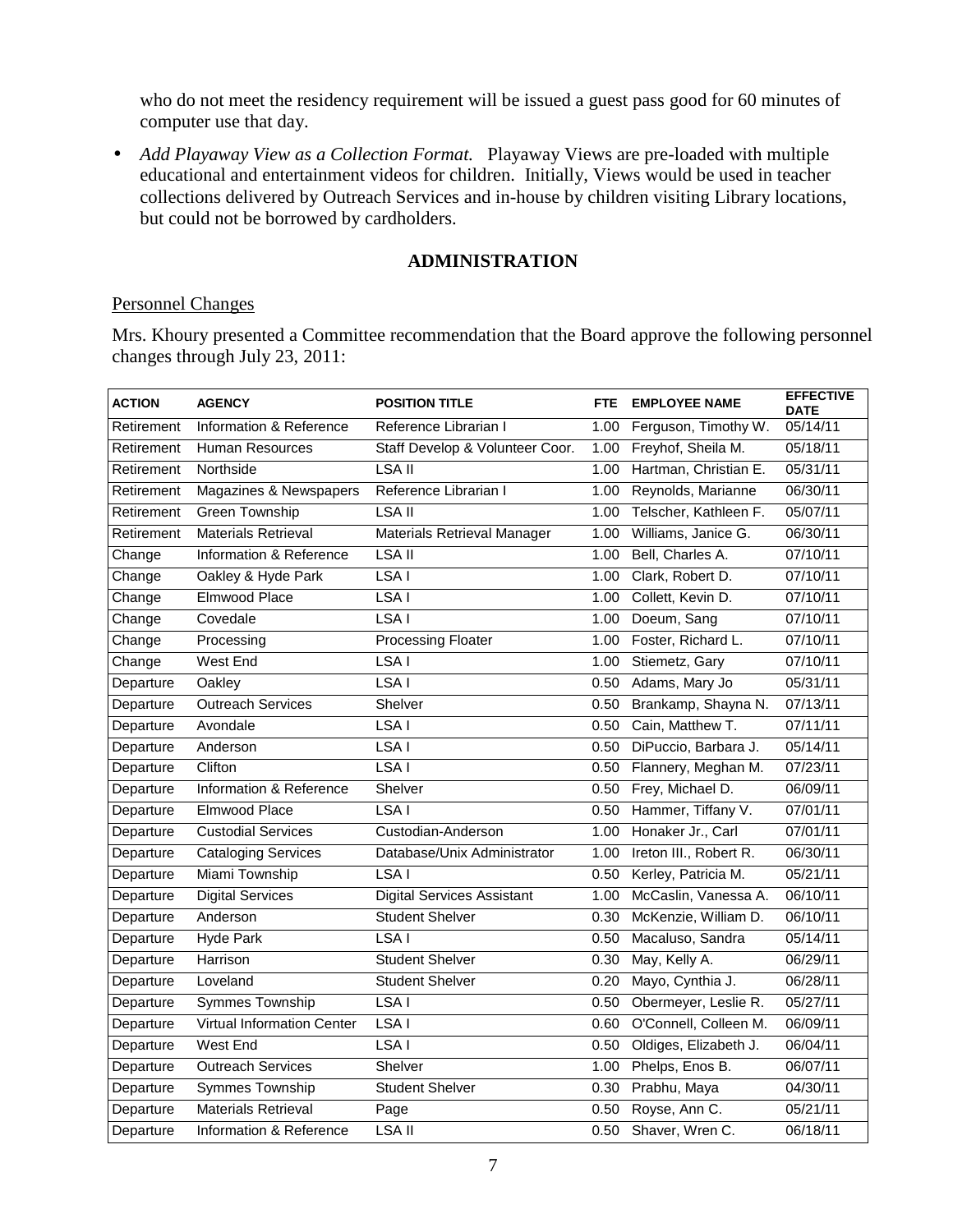who do not meet the residency requirement will be issued a guest pass good for 60 minutes of computer use that day.

- *Add Playaway View as a Collection Format.* Playaway Views are pre-loaded with multiple educational and entertainment videos for children. Initially, Views would be used in teacher collections delivered by Outreach Services and in-house by children visiting Library locations, but could not be borrowed by cardholders.

## ADMINISTRATION

### Personnel Changes

Mrs. Khoury presented a Committee recommendation that the Board approve the following personnel changes through July 23, 2011:

| ACTION | AGENCY | POSITION TITLE | FTE | EMPLOYEE NAME | EFFECTIVE DATE |
|---|---|---|---|---|---|
| Retirement | Information & Reference | Reference Librarian I | 1.00 | Ferguson, Timothy W. | 05/14/11 |
| Retirement | Human Resources | Staff Develop & Volunteer Coor. | 1.00 | Freyhof, Sheila M. | 05/18/11 |
| Retirement | Northside | LSA II | 1.00 | Hartman, Christian E. | 05/31/11 |
| Retirement | Magazines & Newspapers | Reference Librarian I | 1.00 | Reynolds, Marianne | 06/30/11 |
| Retirement | Green Township | LSA II | 1.00 | Telscher, Kathleen F. | 05/07/11 |
| Retirement | Materials Retrieval | Materials Retrieval Manager | 1.00 | Williams, Janice G. | 06/30/11 |
| Change | Information & Reference | LSA II | 1.00 | Bell, Charles A. | 07/10/11 |
| Change | Oakley & Hyde Park | LSA I | 1.00 | Clark, Robert D. | 07/10/11 |
| Change | Elmwood Place | LSA I | 1.00 | Collett, Kevin D. | 07/10/11 |
| Change | Covedale | LSA I | 1.00 | Doeum, Sang | 07/10/11 |
| Change | Processing | Processing Floater | 1.00 | Foster, Richard L. | 07/10/11 |
| Change | West End | LSA I | 1.00 | Stiemetz, Gary | 07/10/11 |
| Departure | Oakley | LSA I | 0.50 | Adams, Mary Jo | 05/31/11 |
| Departure | Outreach Services | Shelver | 0.50 | Brankamp, Shayna N. | 07/13/11 |
| Departure | Avondale | LSA I | 0.50 | Cain, Matthew T. | 07/11/11 |
| Departure | Anderson | LSA I | 0.50 | DiPuccio, Barbara J. | 05/14/11 |
| Departure | Clifton | LSA I | 0.50 | Flannery, Meghan M. | 07/23/11 |
| Departure | Information & Reference | Shelver | 0.50 | Frey, Michael D. | 06/09/11 |
| Departure | Elmwood Place | LSA I | 0.50 | Hammer, Tiffany V. | 07/01/11 |
| Departure | Custodial Services | Custodian-Anderson | 1.00 | Honaker Jr., Carl | 07/01/11 |
| Departure | Cataloging Services | Database/Unix Administrator | 1.00 | Ireton III., Robert R. | 06/30/11 |
| Departure | Miami Township | LSA I | 0.50 | Kerley, Patricia M. | 05/21/11 |
| Departure | Digital Services | Digital Services Assistant | 1.00 | McCaslin, Vanessa A. | 06/10/11 |
| Departure | Anderson | Student Shelver | 0.30 | McKenzie, William D. | 06/10/11 |
| Departure | Hyde Park | LSA I | 0.50 | Macaluso, Sandra | 05/14/11 |
| Departure | Harrison | Student Shelver | 0.30 | May, Kelly A. | 06/29/11 |
| Departure | Loveland | Student Shelver | 0.20 | Mayo, Cynthia J. | 06/28/11 |
| Departure | Symmes Township | LSA I | 0.50 | Obermeyer, Leslie R. | 05/27/11 |
| Departure | Virtual Information Center | LSA I | 0.60 | O'Connell, Colleen M. | 06/09/11 |
| Departure | West End | LSA I | 0.50 | Oldiges, Elizabeth J. | 06/04/11 |
| Departure | Outreach Services | Shelver | 1.00 | Phelps, Enos B. | 06/07/11 |
| Departure | Symmes Township | Student Shelver | 0.30 | Prabhu, Maya | 04/30/11 |
| Departure | Materials Retrieval | Page | 0.50 | Royse, Ann C. | 05/21/11 |
| Departure | Information & Reference | LSA II | 0.50 | Shaver, Wren C. | 06/18/11 |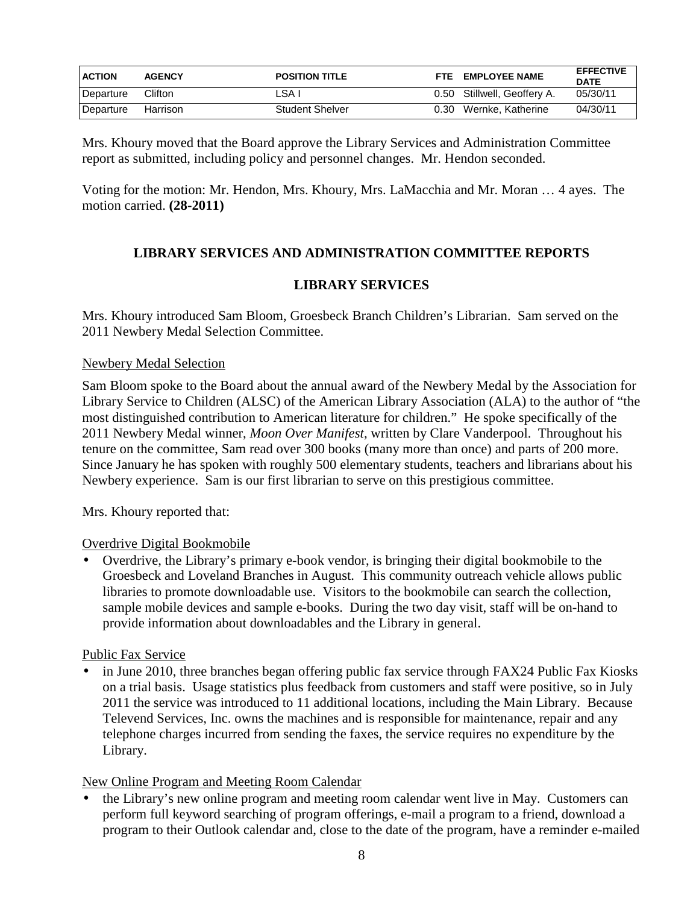| ACTION | AGENCY | POSITION TITLE | FTE | EMPLOYEE NAME | EFFECTIVE DATE |
|---|---|---|---|---|---|
| Departure | Clifton | LSA I | 0.50 | Stillwell, Geoffrey A. | 05/30/11 |
| Departure | Harrison | Student Shelver | 0.30 | Wernke, Katherine | 04/30/11 |

Mrs. Khoury moved that the Board approve the Library Services and Administration Committee report as submitted, including policy and personnel changes. Mr. Hendon seconded.

Voting for the motion: Mr. Hendon, Mrs. Khoury, Mrs. LaMacchia and Mr. Moran … 4 ayes. The motion carried. **(28-2011)**

## LIBRARY SERVICES AND ADMINISTRATION COMMITTEE REPORTS

## LIBRARY SERVICES

Mrs. Khoury introduced Sam Bloom, Groesbeck Branch Children's Librarian. Sam served on the 2011 Newbery Medal Selection Committee.

Newbery Medal Selection

Sam Bloom spoke to the Board about the annual award of the Newbery Medal by the Association for Library Service to Children (ALSC) of the American Library Association (ALA) to the author of "the most distinguished contribution to American literature for children." He spoke specifically of the 2011 Newbery Medal winner, *Moon Over Manifest*, written by Clare Vanderpool. Throughout his tenure on the committee, Sam read over 300 books (many more than once) and parts of 200 more. Since January he has spoken with roughly 500 elementary students, teachers and librarians about his Newbery experience. Sam is our first librarian to serve on this prestigious committee.

Mrs. Khoury reported that:

Overdrive Digital Bookmobile

- Overdrive, the Library's primary e-book vendor, is bringing their digital bookmobile to the Groesbeck and Loveland Branches in August. This community outreach vehicle allows public libraries to promote downloadable use. Visitors to the bookmobile can search the collection, sample mobile devices and sample e-books. During the two day visit, staff will be on-hand to provide information about downloadables and the Library in general.

Public Fax Service

- in June 2010, three branches began offering public fax service through FAX24 Public Fax Kiosks on a trial basis. Usage statistics plus feedback from customers and staff were positive, so in July 2011 the service was introduced to 11 additional locations, including the Main Library. Because Televend Services, Inc. owns the machines and is responsible for maintenance, repair and any telephone charges incurred from sending the faxes, the service requires no expenditure by the Library.

New Online Program and Meeting Room Calendar

- the Library's new online program and meeting room calendar went live in May. Customers can perform full keyword searching of program offerings, e-mail a program to a friend, download a program to their Outlook calendar and, close to the date of the program, have a reminder e-mailed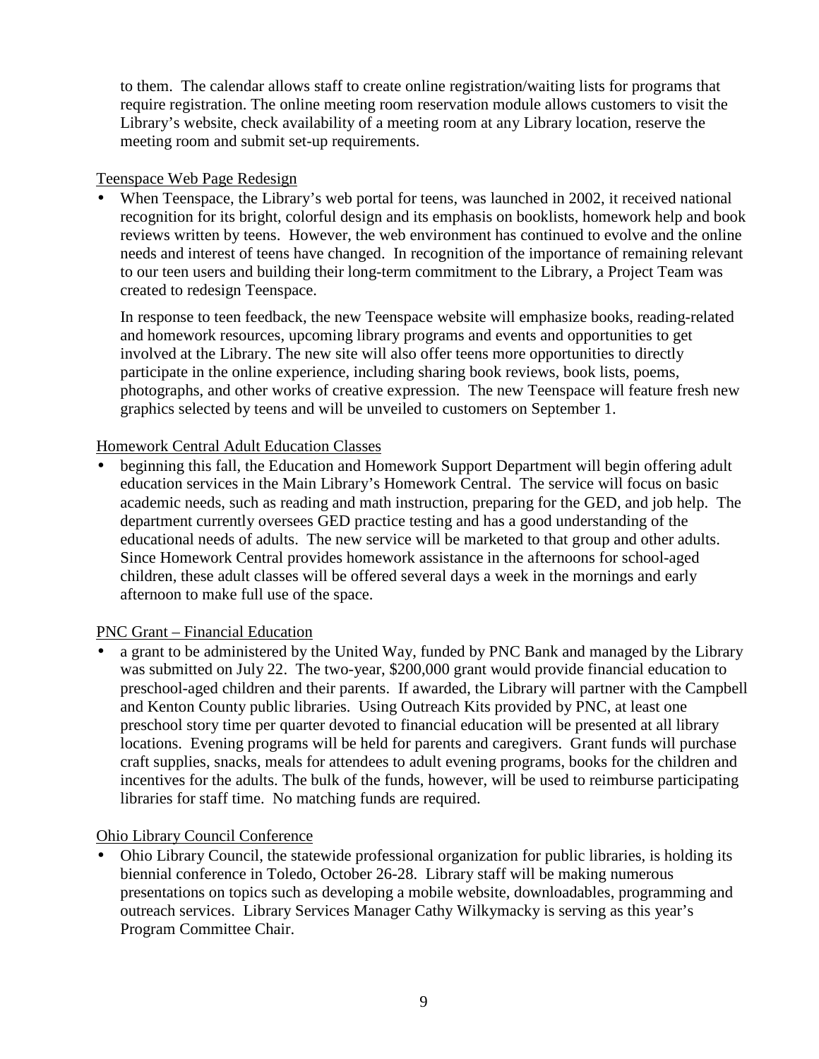to them. The calendar allows staff to create online registration/waiting lists for programs that require registration. The online meeting room reservation module allows customers to visit the Library's website, check availability of a meeting room at any Library location, reserve the meeting room and submit set-up requirements.

<u>Teenspace Web Page Redesign</u>

- When Teenspace, the Library's web portal for teens, was launched in 2002, it received national recognition for its bright, colorful design and its emphasis on booklists, homework help and book reviews written by teens. However, the web environment has continued to evolve and the online needs and interest of teens have changed. In recognition of the importance of remaining relevant to our teen users and building their long-term commitment to the Library, a Project Team was created to redesign Teenspace.

  In response to teen feedback, the new Teenspace website will emphasize books, reading-related and homework resources, upcoming library programs and events and opportunities to get involved at the Library. The new site will also offer teens more opportunities to directly participate in the online experience, including sharing book reviews, book lists, poems, photographs, and other works of creative expression. The new Teenspace will feature fresh new graphics selected by teens and will be unveiled to customers on September 1.

<u>Homework Central Adult Education Classes</u>

- beginning this fall, the Education and Homework Support Department will begin offering adult education services in the Main Library's Homework Central. The service will focus on basic academic needs, such as reading and math instruction, preparing for the GED, and job help. The department currently oversees GED practice testing and has a good understanding of the educational needs of adults. The new service will be marketed to that group and other adults. Since Homework Central provides homework assistance in the afternoons for school-aged children, these adult classes will be offered several days a week in the mornings and early afternoon to make full use of the space.

<u>PNC Grant – Financial Education</u>

- a grant to be administered by the United Way, funded by PNC Bank and managed by the Library was submitted on July 22. The two-year, $200,000 grant would provide financial education to preschool-aged children and their parents. If awarded, the Library will partner with the Campbell and Kenton County public libraries. Using Outreach Kits provided by PNC, at least one preschool story time per quarter devoted to financial education will be presented at all library locations. Evening programs will be held for parents and caregivers. Grant funds will purchase craft supplies, snacks, meals for attendees to adult evening programs, books for the children and incentives for the adults. The bulk of the funds, however, will be used to reimburse participating libraries for staff time. No matching funds are required.

<u>Ohio Library Council Conference</u>

- Ohio Library Council, the statewide professional organization for public libraries, is holding its biennial conference in Toledo, October 26-28. Library staff will be making numerous presentations on topics such as developing a mobile website, downloadables, programming and outreach services. Library Services Manager Cathy Wilkymacky is serving as this year's Program Committee Chair.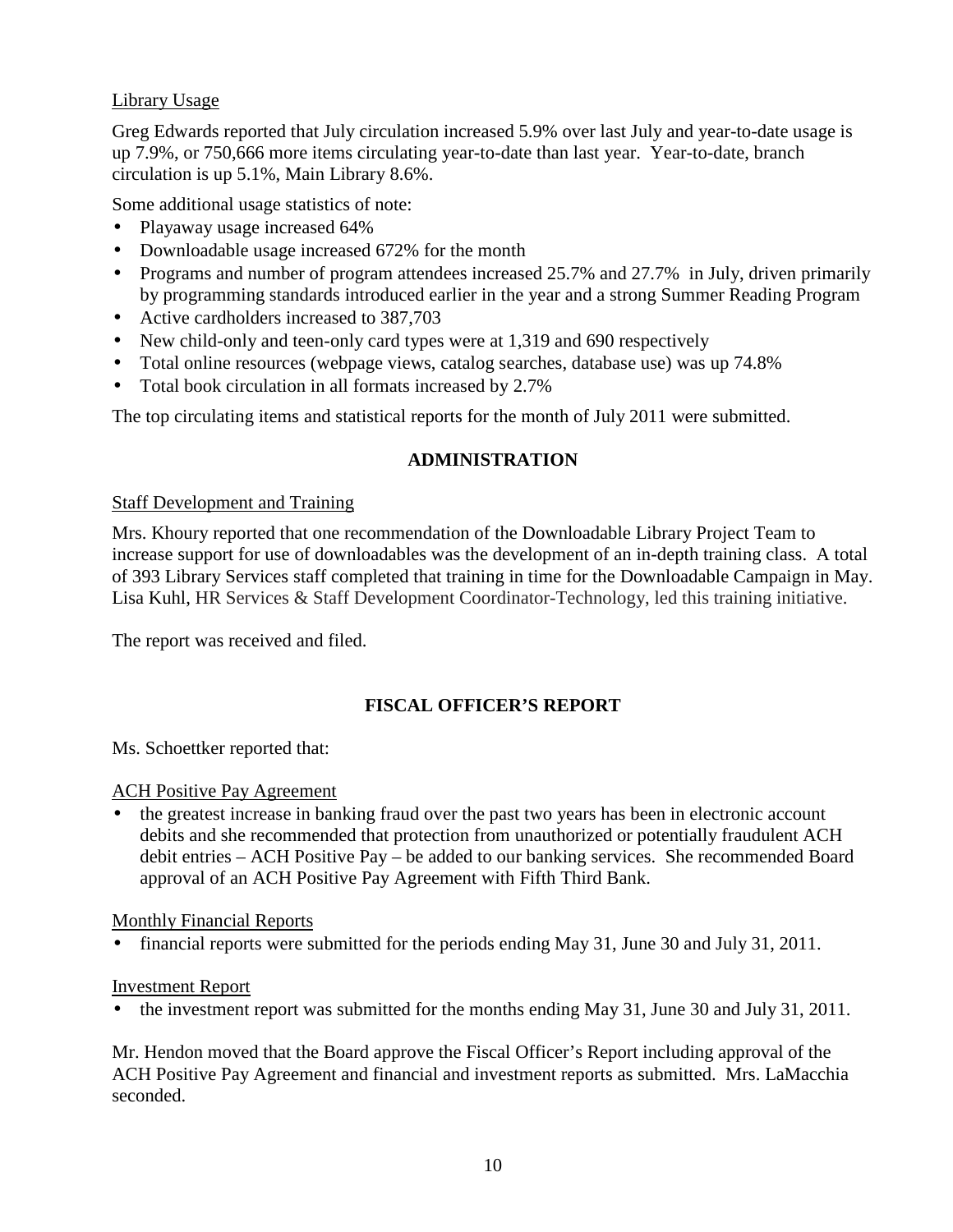Library Usage

Greg Edwards reported that July circulation increased 5.9% over last July and year-to-date usage is up 7.9%, or 750,666 more items circulating year-to-date than last year. Year-to-date, branch circulation is up 5.1%, Main Library 8.6%.

Some additional usage statistics of note:

- Playaway usage increased 64%
- Downloadable usage increased 672% for the month
- Programs and number of program attendees increased 25.7% and 27.7% in July, driven primarily by programming standards introduced earlier in the year and a strong Summer Reading Program
- Active cardholders increased to 387,703
- New child-only and teen-only card types were at 1,319 and 690 respectively
- Total online resources (webpage views, catalog searches, database use) was up 74.8%
- Total book circulation in all formats increased by 2.7%

The top circulating items and statistical reports for the month of July 2011 were submitted.

## ADMINISTRATION

Staff Development and Training

Mrs. Khoury reported that one recommendation of the Downloadable Library Project Team to increase support for use of downloadables was the development of an in-depth training class. A total of 393 Library Services staff completed that training in time for the Downloadable Campaign in May. Lisa Kuhl, HR Services & Staff Development Coordinator-Technology, led this training initiative.

The report was received and filed.

## FISCAL OFFICER'S REPORT

Ms. Schoettker reported that:

ACH Positive Pay Agreement

- the greatest increase in banking fraud over the past two years has been in electronic account debits and she recommended that protection from unauthorized or potentially fraudulent ACH debit entries – ACH Positive Pay – be added to our banking services. She recommended Board approval of an ACH Positive Pay Agreement with Fifth Third Bank.

Monthly Financial Reports

- financial reports were submitted for the periods ending May 31, June 30 and July 31, 2011.

Investment Report

- the investment report was submitted for the months ending May 31, June 30 and July 31, 2011.

Mr. Hendon moved that the Board approve the Fiscal Officer's Report including approval of the ACH Positive Pay Agreement and financial and investment reports as submitted. Mrs. LaMacchia seconded.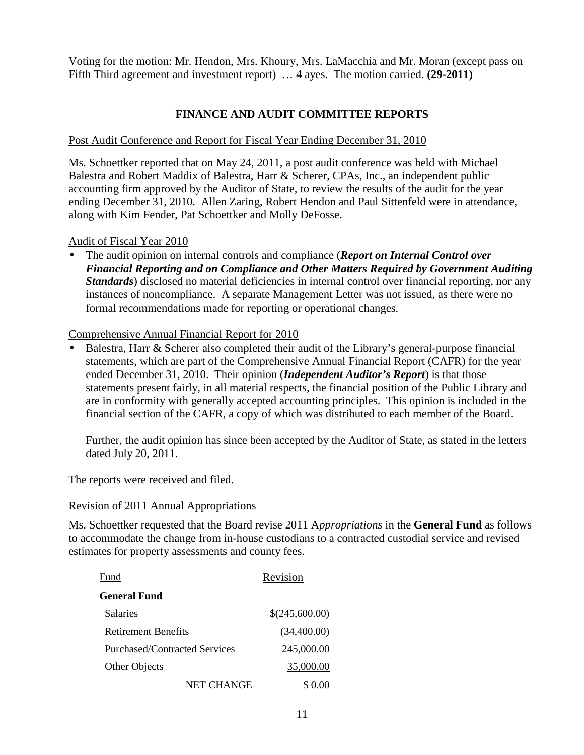Voting for the motion: Mr. Hendon, Mrs. Khoury, Mrs. LaMacchia and Mr. Moran (except pass on Fifth Third agreement and investment report) … 4 ayes. The motion carried. **(29-2011)**

## FINANCE AND AUDIT COMMITTEE REPORTS

Post Audit Conference and Report for Fiscal Year Ending December 31, 2010

Ms. Schoettker reported that on May 24, 2011, a post audit conference was held with Michael Balestra and Robert Maddix of Balestra, Harr & Scherer, CPAs, Inc., an independent public accounting firm approved by the Auditor of State, to review the results of the audit for the year ending December 31, 2010. Allen Zaring, Robert Hendon and Paul Sittenfeld were in attendance, along with Kim Fender, Pat Schoettker and Molly DeFosse.

Audit of Fiscal Year 2010

- The audit opinion on internal controls and compliance (***Report on Internal Control over Financial Reporting and on Compliance and Other Matters Required by Government Auditing Standards***) disclosed no material deficiencies in internal control over financial reporting, nor any instances of noncompliance. A separate Management Letter was not issued, as there were no formal recommendations made for reporting or operational changes.

Comprehensive Annual Financial Report for 2010

- Balestra, Harr & Scherer also completed their audit of the Library's general-purpose financial statements, which are part of the Comprehensive Annual Financial Report (CAFR) for the year ended December 31, 2010. Their opinion (***Independent Auditor's Report***) is that those statements present fairly, in all material respects, the financial position of the Public Library and are in conformity with generally accepted accounting principles. This opinion is included in the financial section of the CAFR, a copy of which was distributed to each member of the Board.

  Further, the audit opinion has since been accepted by the Auditor of State, as stated in the letters dated July 20, 2011.

The reports were received and filed.

Revision of 2011 Annual Appropriations

Ms. Schoettker requested that the Board revise 2011 A*ppropriations* in the **General Fund** as follows to accommodate the change from in-house custodians to a contracted custodial service and revised estimates for property assessments and county fees.

| Fund | Revision |
|---|---|
| **General Fund** | |
| Salaries | $(245,600.00) |
| Retirement Benefits | (34,400.00) |
| Purchased/Contracted Services | 245,000.00 |
| Other Objects | 35,000.00 |
| NET CHANGE | $ 0.00 |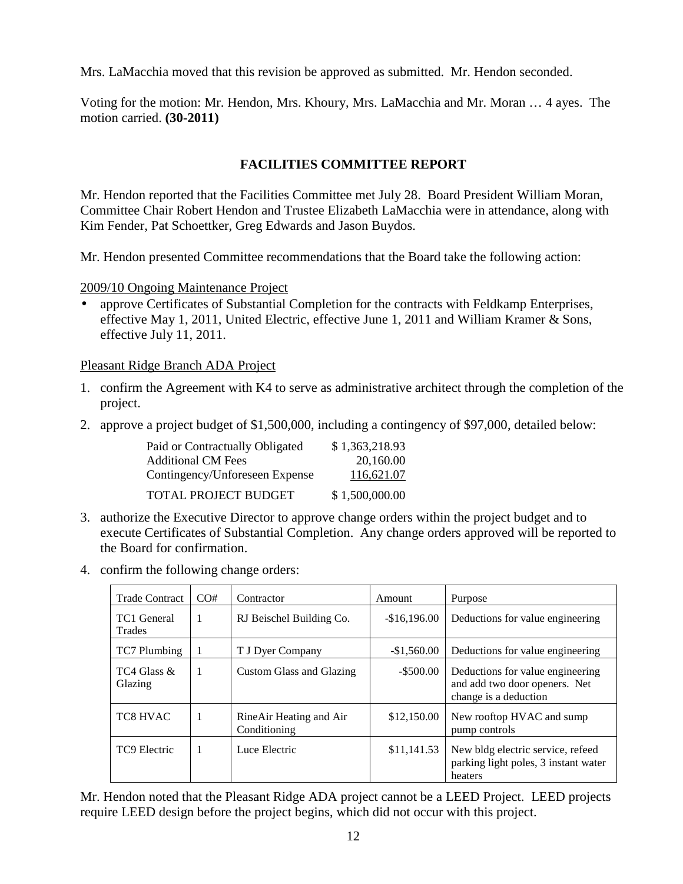Mrs. LaMacchia moved that this revision be approved as submitted. Mr. Hendon seconded.

Voting for the motion: Mr. Hendon, Mrs. Khoury, Mrs. LaMacchia and Mr. Moran … 4 ayes. The motion carried. **(30-2011)**

## FACILITIES COMMITTEE REPORT

Mr. Hendon reported that the Facilities Committee met July 28. Board President William Moran, Committee Chair Robert Hendon and Trustee Elizabeth LaMacchia were in attendance, along with Kim Fender, Pat Schoettker, Greg Edwards and Jason Buydos.

Mr. Hendon presented Committee recommendations that the Board take the following action:

2009/10 Ongoing Maintenance Project

- approve Certificates of Substantial Completion for the contracts with Feldkamp Enterprises, effective May 1, 2011, United Electric, effective June 1, 2011 and William Kramer & Sons, effective July 11, 2011.

Pleasant Ridge Branch ADA Project

1. confirm the Agreement with K4 to serve as administrative architect through the completion of the project.
2. approve a project budget of $1,500,000, including a contingency of $97,000, detailed below:

| | |
|---|---|
| Paid or Contractually Obligated | $ 1,363,218.93 |
| Additional CM Fees | 20,160.00 |
| Contingency/Unforeseen Expense | 116,621.07 |
| TOTAL PROJECT BUDGET | $ 1,500,000.00 |

3. authorize the Executive Director to approve change orders within the project budget and to execute Certificates of Substantial Completion. Any change orders approved will be reported to the Board for confirmation.
4. confirm the following change orders:

| Trade Contract | CO# | Contractor | Amount | Purpose |
|---|---|---|---|---|
| TC1 General Trades | 1 | RJ Beischel Building Co. | -$16,196.00 | Deductions for value engineering |
| TC7 Plumbing | 1 | T J Dyer Company | -$1,560.00 | Deductions for value engineering |
| TC4 Glass & Glazing | 1 | Custom Glass and Glazing | -$500.00 | Deductions for value engineering and add two door openers. Net change is a deduction |
| TC8 HVAC | 1 | RineAir Heating and Air Conditioning | $12,150.00 | New rooftop HVAC and sump pump controls |
| TC9 Electric | 1 | Luce Electric | $11,141.53 | New bldg electric service, refeed parking light poles, 3 instant water heaters |

Mr. Hendon noted that the Pleasant Ridge ADA project cannot be a LEED Project. LEED projects require LEED design before the project begins, which did not occur with this project.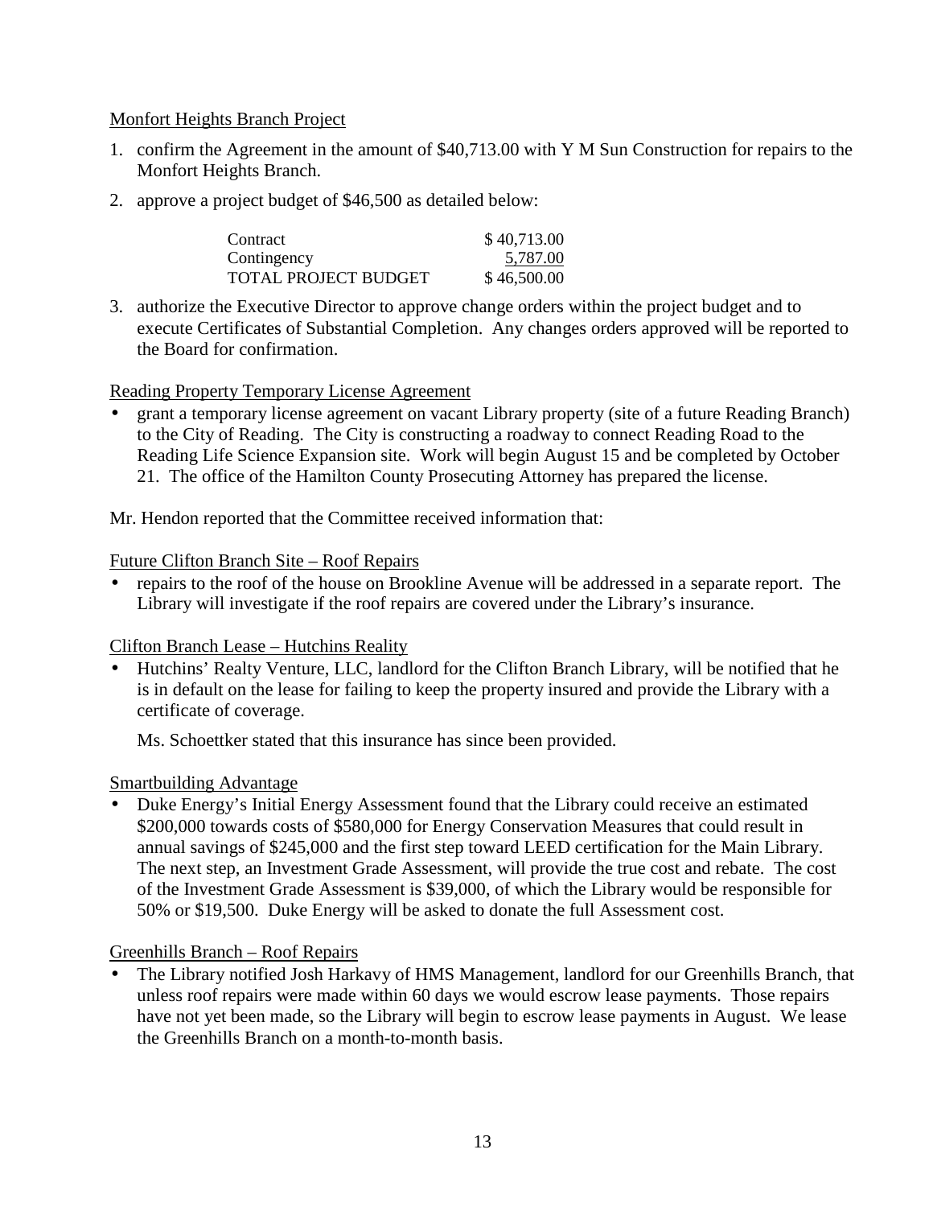Monfort Heights Branch Project

1. confirm the Agreement in the amount of $40,713.00 with Y M Sun Construction for repairs to the Monfort Heights Branch.
2. approve a project budget of $46,500 as detailed below:

| | |
|---|---|
| Contract | $ 40,713.00 |
| Contingency | 5,787.00 |
| TOTAL PROJECT BUDGET | $ 46,500.00 |

3. authorize the Executive Director to approve change orders within the project budget and to execute Certificates of Substantial Completion. Any changes orders approved will be reported to the Board for confirmation.

Reading Property Temporary License Agreement

- grant a temporary license agreement on vacant Library property (site of a future Reading Branch) to the City of Reading. The City is constructing a roadway to connect Reading Road to the Reading Life Science Expansion site. Work will begin August 15 and be completed by October 21. The office of the Hamilton County Prosecuting Attorney has prepared the license.

Mr. Hendon reported that the Committee received information that:

Future Clifton Branch Site – Roof Repairs

- repairs to the roof of the house on Brookline Avenue will be addressed in a separate report. The Library will investigate if the roof repairs are covered under the Library's insurance.

Clifton Branch Lease – Hutchins Reality

- Hutchins' Realty Venture, LLC, landlord for the Clifton Branch Library, will be notified that he is in default on the lease for failing to keep the property insured and provide the Library with a certificate of coverage.

  Ms. Schoettker stated that this insurance has since been provided.

Smartbuilding Advantage

- Duke Energy's Initial Energy Assessment found that the Library could receive an estimated $200,000 towards costs of $580,000 for Energy Conservation Measures that could result in annual savings of $245,000 and the first step toward LEED certification for the Main Library. The next step, an Investment Grade Assessment, will provide the true cost and rebate. The cost of the Investment Grade Assessment is $39,000, of which the Library would be responsible for 50% or $19,500. Duke Energy will be asked to donate the full Assessment cost.

Greenhills Branch – Roof Repairs

- The Library notified Josh Harkavy of HMS Management, landlord for our Greenhills Branch, that unless roof repairs were made within 60 days we would escrow lease payments. Those repairs have not yet been made, so the Library will begin to escrow lease payments in August. We lease the Greenhills Branch on a month-to-month basis.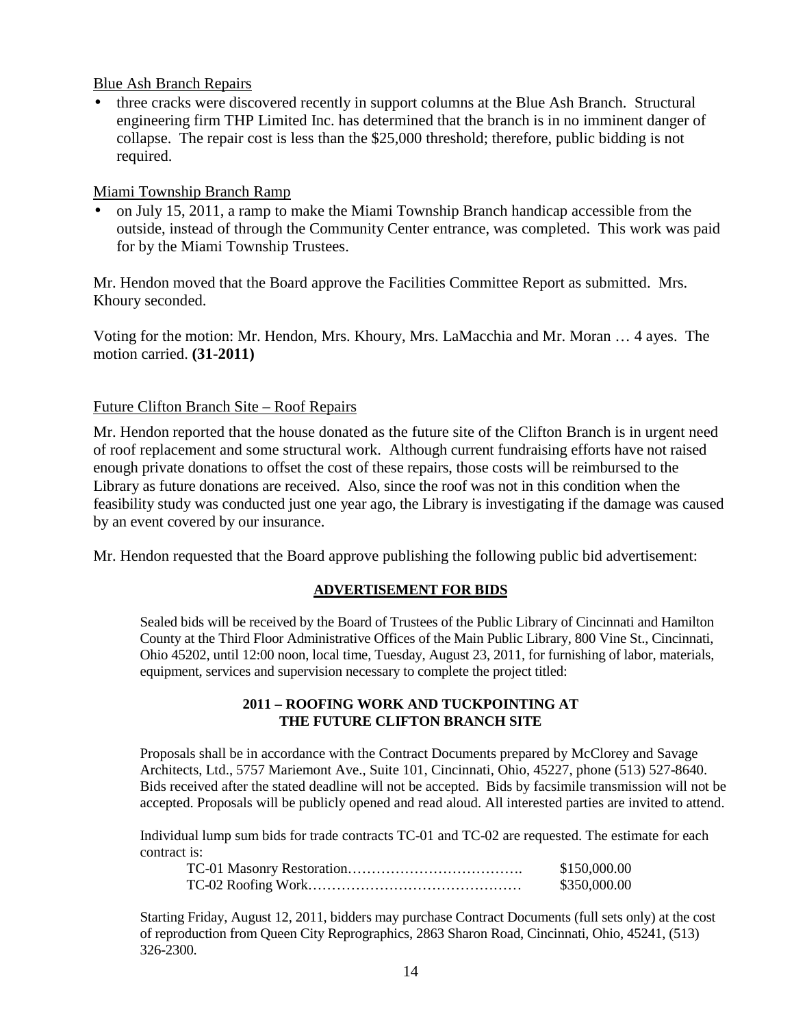Blue Ash Branch Repairs

- three cracks were discovered recently in support columns at the Blue Ash Branch. Structural engineering firm THP Limited Inc. has determined that the branch is in no imminent danger of collapse. The repair cost is less than the $25,000 threshold; therefore, public bidding is not required.

Miami Township Branch Ramp

- on July 15, 2011, a ramp to make the Miami Township Branch handicap accessible from the outside, instead of through the Community Center entrance, was completed. This work was paid for by the Miami Township Trustees.

Mr. Hendon moved that the Board approve the Facilities Committee Report as submitted. Mrs. Khoury seconded.

Voting for the motion: Mr. Hendon, Mrs. Khoury, Mrs. LaMacchia and Mr. Moran … 4 ayes. The motion carried. **(31-2011)**

Future Clifton Branch Site – Roof Repairs

Mr. Hendon reported that the house donated as the future site of the Clifton Branch is in urgent need of roof replacement and some structural work. Although current fundraising efforts have not raised enough private donations to offset the cost of these repairs, those costs will be reimbursed to the Library as future donations are received. Also, since the roof was not in this condition when the feasibility study was conducted just one year ago, the Library is investigating if the damage was caused by an event covered by our insurance.

Mr. Hendon requested that the Board approve publishing the following public bid advertisement:

**ADVERTISEMENT FOR BIDS**

Sealed bids will be received by the Board of Trustees of the Public Library of Cincinnati and Hamilton County at the Third Floor Administrative Offices of the Main Public Library, 800 Vine St., Cincinnati, Ohio 45202, until 12:00 noon, local time, Tuesday, August 23, 2011, for furnishing of labor, materials, equipment, services and supervision necessary to complete the project titled:

**2011 – ROOFING WORK AND TUCKPOINTING AT THE FUTURE CLIFTON BRANCH SITE**

Proposals shall be in accordance with the Contract Documents prepared by McClorey and Savage Architects, Ltd., 5757 Mariemont Ave., Suite 101, Cincinnati, Ohio, 45227, phone (513) 527-8640. Bids received after the stated deadline will not be accepted. Bids by facsimile transmission will not be accepted. Proposals will be publicly opened and read aloud. All interested parties are invited to attend.

Individual lump sum bids for trade contracts TC-01 and TC-02 are requested. The estimate for each contract is:

TC-01 Masonry Restoration………………………………. $150,000.00
TC-02 Roofing Work……………………………………… $350,000.00

Starting Friday, August 12, 2011, bidders may purchase Contract Documents (full sets only) at the cost of reproduction from Queen City Reprographics, 2863 Sharon Road, Cincinnati, Ohio, 45241, (513) 326-2300.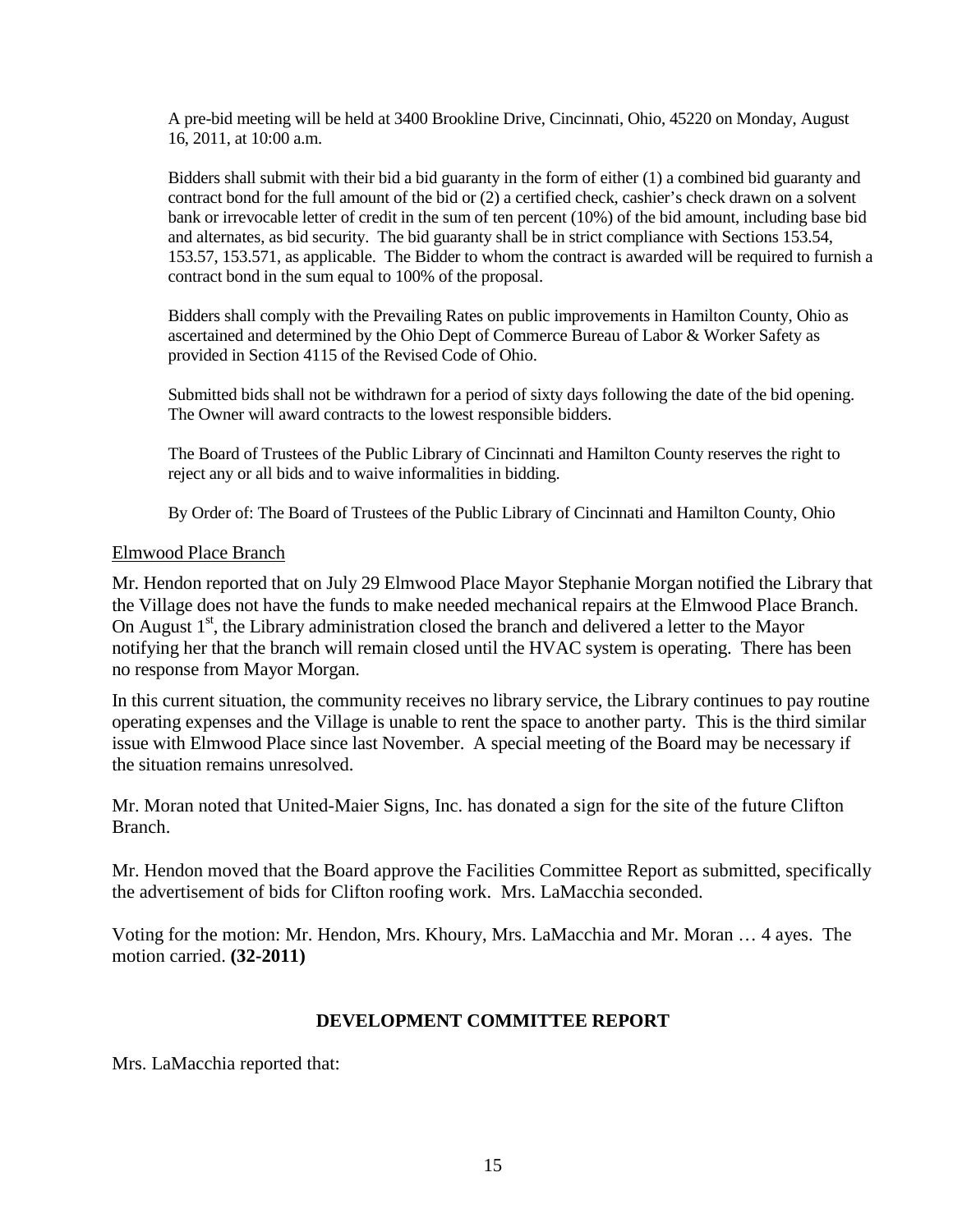A pre-bid meeting will be held at 3400 Brookline Drive, Cincinnati, Ohio, 45220 on Monday, August 16, 2011, at 10:00 a.m.

Bidders shall submit with their bid a bid guaranty in the form of either (1) a combined bid guaranty and contract bond for the full amount of the bid or (2) a certified check, cashier's check drawn on a solvent bank or irrevocable letter of credit in the sum of ten percent (10%) of the bid amount, including base bid and alternates, as bid security. The bid guaranty shall be in strict compliance with Sections 153.54, 153.57, 153.571, as applicable. The Bidder to whom the contract is awarded will be required to furnish a contract bond in the sum equal to 100% of the proposal.

Bidders shall comply with the Prevailing Rates on public improvements in Hamilton County, Ohio as ascertained and determined by the Ohio Dept of Commerce Bureau of Labor & Worker Safety as provided in Section 4115 of the Revised Code of Ohio.

Submitted bids shall not be withdrawn for a period of sixty days following the date of the bid opening. The Owner will award contracts to the lowest responsible bidders.

The Board of Trustees of the Public Library of Cincinnati and Hamilton County reserves the right to reject any or all bids and to waive informalities in bidding.

By Order of: The Board of Trustees of the Public Library of Cincinnati and Hamilton County, Ohio

<u>Elmwood Place Branch</u>

Mr. Hendon reported that on July 29 Elmwood Place Mayor Stephanie Morgan notified the Library that the Village does not have the funds to make needed mechanical repairs at the Elmwood Place Branch. On August 1st, the Library administration closed the branch and delivered a letter to the Mayor notifying her that the branch will remain closed until the HVAC system is operating. There has been no response from Mayor Morgan.

In this current situation, the community receives no library service, the Library continues to pay routine operating expenses and the Village is unable to rent the space to another party. This is the third similar issue with Elmwood Place since last November. A special meeting of the Board may be necessary if the situation remains unresolved.

Mr. Moran noted that United-Maier Signs, Inc. has donated a sign for the site of the future Clifton Branch.

Mr. Hendon moved that the Board approve the Facilities Committee Report as submitted, specifically the advertisement of bids for Clifton roofing work. Mrs. LaMacchia seconded.

Voting for the motion: Mr. Hendon, Mrs. Khoury, Mrs. LaMacchia and Mr. Moran … 4 ayes. The motion carried. **(32-2011)**

## DEVELOPMENT COMMITTEE REPORT

Mrs. LaMacchia reported that: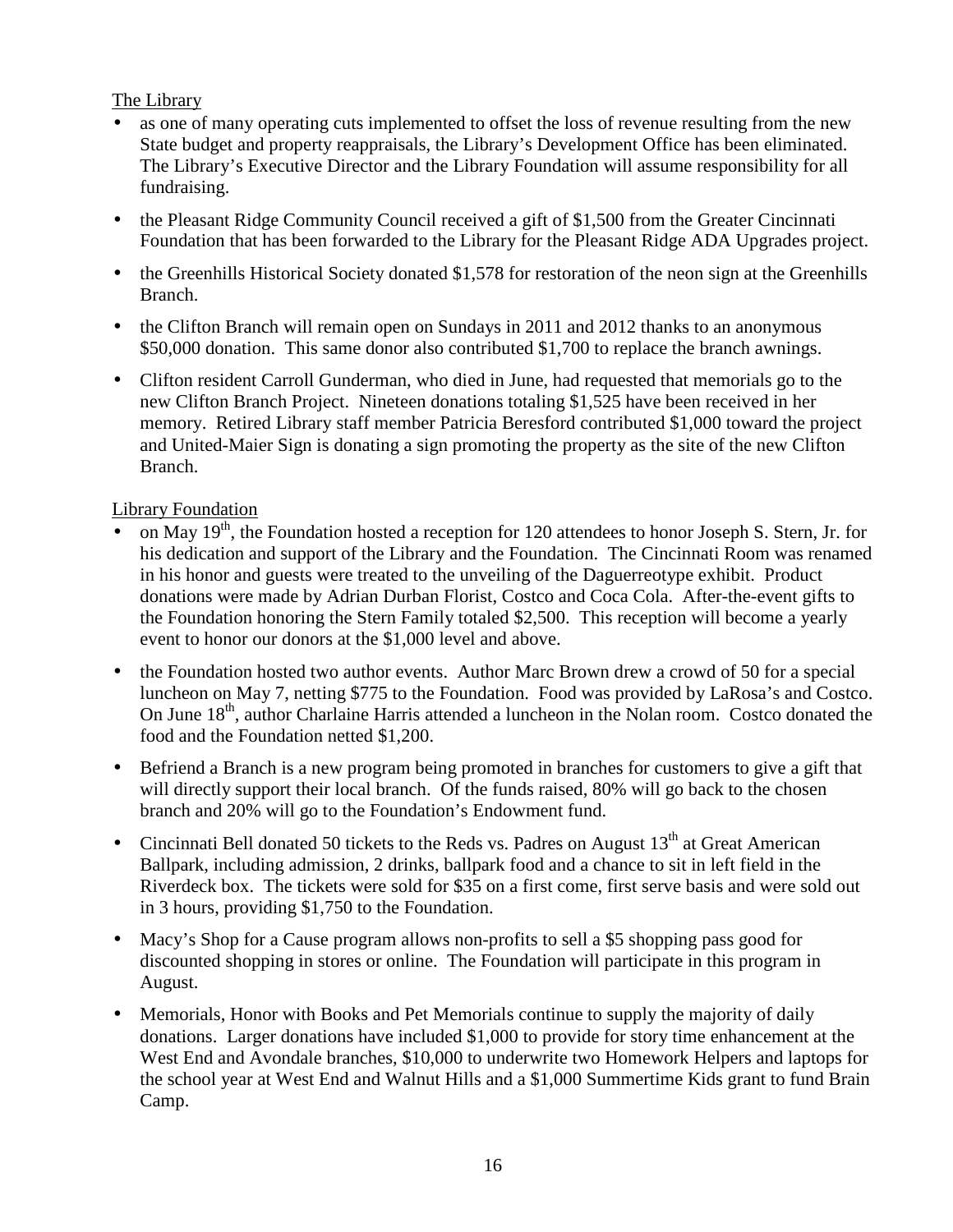The Library

- as one of many operating cuts implemented to offset the loss of revenue resulting from the new State budget and property reappraisals, the Library's Development Office has been eliminated. The Library's Executive Director and the Library Foundation will assume responsibility for all fundraising.
- the Pleasant Ridge Community Council received a gift of $1,500 from the Greater Cincinnati Foundation that has been forwarded to the Library for the Pleasant Ridge ADA Upgrades project.
- the Greenhills Historical Society donated $1,578 for restoration of the neon sign at the Greenhills Branch.
- the Clifton Branch will remain open on Sundays in 2011 and 2012 thanks to an anonymous $50,000 donation. This same donor also contributed $1,700 to replace the branch awnings.
- Clifton resident Carroll Gunderman, who died in June, had requested that memorials go to the new Clifton Branch Project. Nineteen donations totaling $1,525 have been received in her memory. Retired Library staff member Patricia Beresford contributed $1,000 toward the project and United-Maier Sign is donating a sign promoting the property as the site of the new Clifton Branch.

Library Foundation

- on May 19th, the Foundation hosted a reception for 120 attendees to honor Joseph S. Stern, Jr. for his dedication and support of the Library and the Foundation. The Cincinnati Room was renamed in his honor and guests were treated to the unveiling of the Daguerreotype exhibit. Product donations were made by Adrian Durban Florist, Costco and Coca Cola. After-the-event gifts to the Foundation honoring the Stern Family totaled $2,500. This reception will become a yearly event to honor our donors at the $1,000 level and above.
- the Foundation hosted two author events. Author Marc Brown drew a crowd of 50 for a special luncheon on May 7, netting $775 to the Foundation. Food was provided by LaRosa's and Costco. On June 18th, author Charlaine Harris attended a luncheon in the Nolan room. Costco donated the food and the Foundation netted $1,200.
- Befriend a Branch is a new program being promoted in branches for customers to give a gift that will directly support their local branch. Of the funds raised, 80% will go back to the chosen branch and 20% will go to the Foundation's Endowment fund.
- Cincinnati Bell donated 50 tickets to the Reds vs. Padres on August 13th at Great American Ballpark, including admission, 2 drinks, ballpark food and a chance to sit in left field in the Riverdeck box. The tickets were sold for $35 on a first come, first serve basis and were sold out in 3 hours, providing $1,750 to the Foundation.
- Macy's Shop for a Cause program allows non-profits to sell a $5 shopping pass good for discounted shopping in stores or online. The Foundation will participate in this program in August.
- Memorials, Honor with Books and Pet Memorials continue to supply the majority of daily donations. Larger donations have included $1,000 to provide for story time enhancement at the West End and Avondale branches, $10,000 to underwrite two Homework Helpers and laptops for the school year at West End and Walnut Hills and a $1,000 Summertime Kids grant to fund Brain Camp.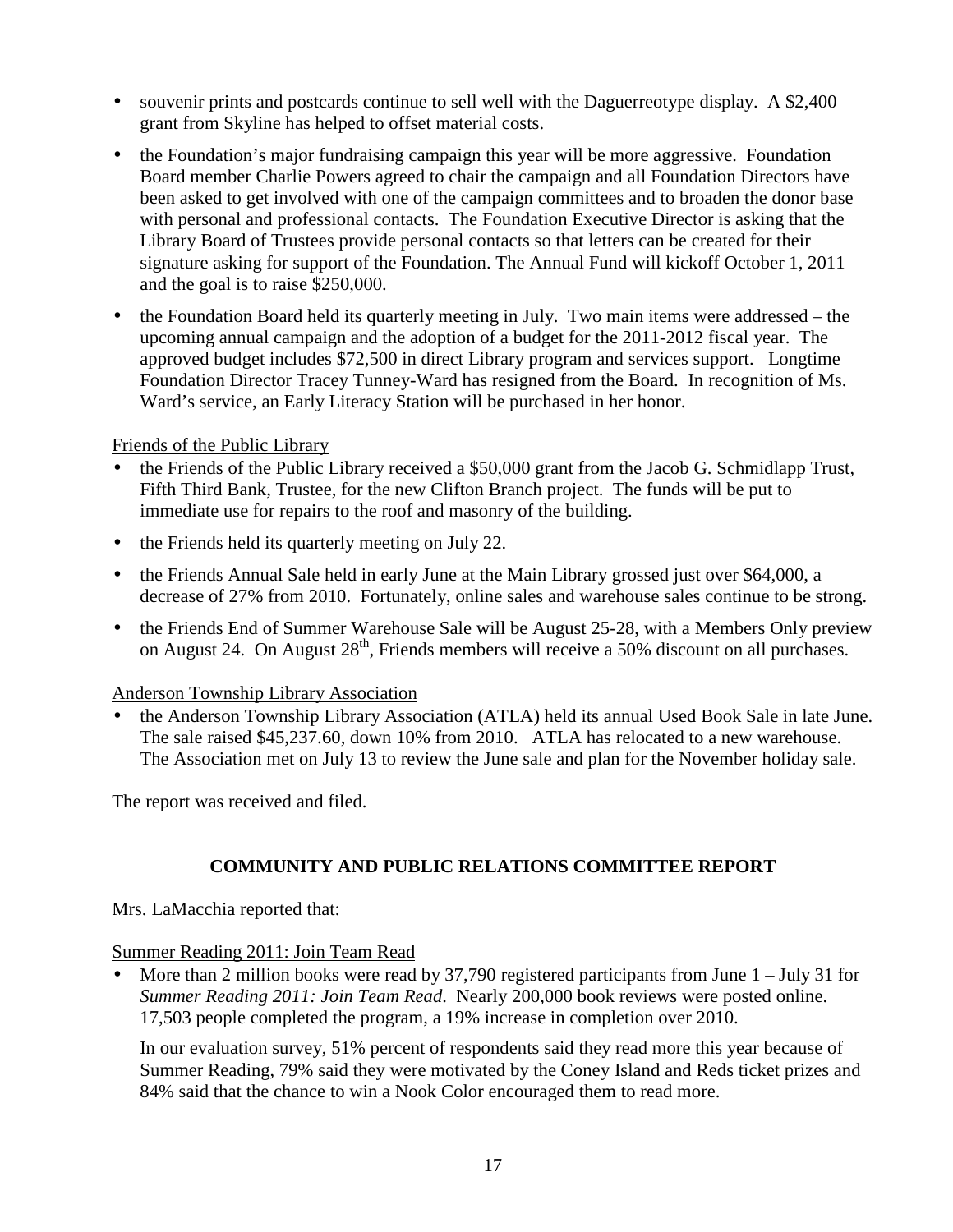- souvenir prints and postcards continue to sell well with the Daguerreotype display. A $2,400 grant from Skyline has helped to offset material costs.
- the Foundation's major fundraising campaign this year will be more aggressive. Foundation Board member Charlie Powers agreed to chair the campaign and all Foundation Directors have been asked to get involved with one of the campaign committees and to broaden the donor base with personal and professional contacts. The Foundation Executive Director is asking that the Library Board of Trustees provide personal contacts so that letters can be created for their signature asking for support of the Foundation. The Annual Fund will kickoff October 1, 2011 and the goal is to raise $250,000.
- the Foundation Board held its quarterly meeting in July. Two main items were addressed – the upcoming annual campaign and the adoption of a budget for the 2011-2012 fiscal year. The approved budget includes $72,500 in direct Library program and services support. Longtime Foundation Director Tracey Tunney-Ward has resigned from the Board. In recognition of Ms. Ward's service, an Early Literacy Station will be purchased in her honor.

Friends of the Public Library

- the Friends of the Public Library received a $50,000 grant from the Jacob G. Schmidlapp Trust, Fifth Third Bank, Trustee, for the new Clifton Branch project. The funds will be put to immediate use for repairs to the roof and masonry of the building.
- the Friends held its quarterly meeting on July 22.
- the Friends Annual Sale held in early June at the Main Library grossed just over $64,000, a decrease of 27% from 2010. Fortunately, online sales and warehouse sales continue to be strong.
- the Friends End of Summer Warehouse Sale will be August 25-28, with a Members Only preview on August 24. On August 28th, Friends members will receive a 50% discount on all purchases.

Anderson Township Library Association

- the Anderson Township Library Association (ATLA) held its annual Used Book Sale in late June. The sale raised $45,237.60, down 10% from 2010. ATLA has relocated to a new warehouse. The Association met on July 13 to review the June sale and plan for the November holiday sale.

The report was received and filed.

## COMMUNITY AND PUBLIC RELATIONS COMMITTEE REPORT

Mrs. LaMacchia reported that:

Summer Reading 2011: Join Team Read

- More than 2 million books were read by 37,790 registered participants from June 1 – July 31 for *Summer Reading 2011: Join Team Read*. Nearly 200,000 book reviews were posted online. 17,503 people completed the program, a 19% increase in completion over 2010.

  In our evaluation survey, 51% percent of respondents said they read more this year because of Summer Reading, 79% said they were motivated by the Coney Island and Reds ticket prizes and 84% said that the chance to win a Nook Color encouraged them to read more.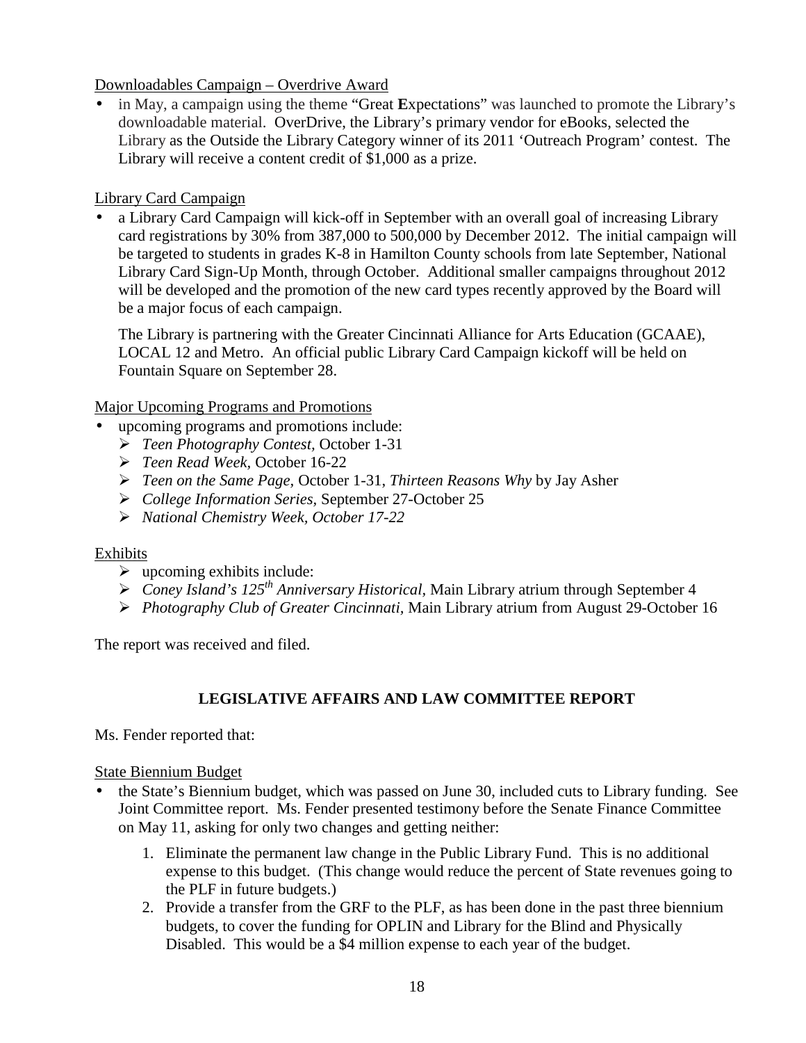Downloadables Campaign – Overdrive Award

- in May, a campaign using the theme "Great **E**xpectations" was launched to promote the Library's downloadable material. OverDrive, the Library's primary vendor for eBooks, selected the Library as the Outside the Library Category winner of its 2011 'Outreach Program' contest. The Library will receive a content credit of $1,000 as a prize.

Library Card Campaign

- a Library Card Campaign will kick-off in September with an overall goal of increasing Library card registrations by 30% from 387,000 to 500,000 by December 2012. The initial campaign will be targeted to students in grades K-8 in Hamilton County schools from late September, National Library Card Sign-Up Month, through October. Additional smaller campaigns throughout 2012 will be developed and the promotion of the new card types recently approved by the Board will be a major focus of each campaign.

  The Library is partnering with the Greater Cincinnati Alliance for Arts Education (GCAAE), LOCAL 12 and Metro. An official public Library Card Campaign kickoff will be held on Fountain Square on September 28.

Major Upcoming Programs and Promotions

- upcoming programs and promotions include:
  - *Teen Photography Contest,* October 1-31
  - *Teen Read Week,* October 16-22
  - *Teen on the Same Page,* October 1-31, *Thirteen Reasons Why* by Jay Asher
  - *College Information Series,* September 27-October 25
  - *National Chemistry Week, October 17-22*

Exhibits

- upcoming exhibits include:
- *Coney Island's 125th Anniversary Historical,* Main Library atrium through September 4
- *Photography Club of Greater Cincinnati,* Main Library atrium from August 29-October 16

The report was received and filed.

## LEGISLATIVE AFFAIRS AND LAW COMMITTEE REPORT

Ms. Fender reported that:

State Biennium Budget

- the State's Biennium budget, which was passed on June 30, included cuts to Library funding. See Joint Committee report. Ms. Fender presented testimony before the Senate Finance Committee on May 11, asking for only two changes and getting neither:
  1. Eliminate the permanent law change in the Public Library Fund. This is no additional expense to this budget. (This change would reduce the percent of State revenues going to the PLF in future budgets.)
  2. Provide a transfer from the GRF to the PLF, as has been done in the past three biennium budgets, to cover the funding for OPLIN and Library for the Blind and Physically Disabled. This would be a $4 million expense to each year of the budget.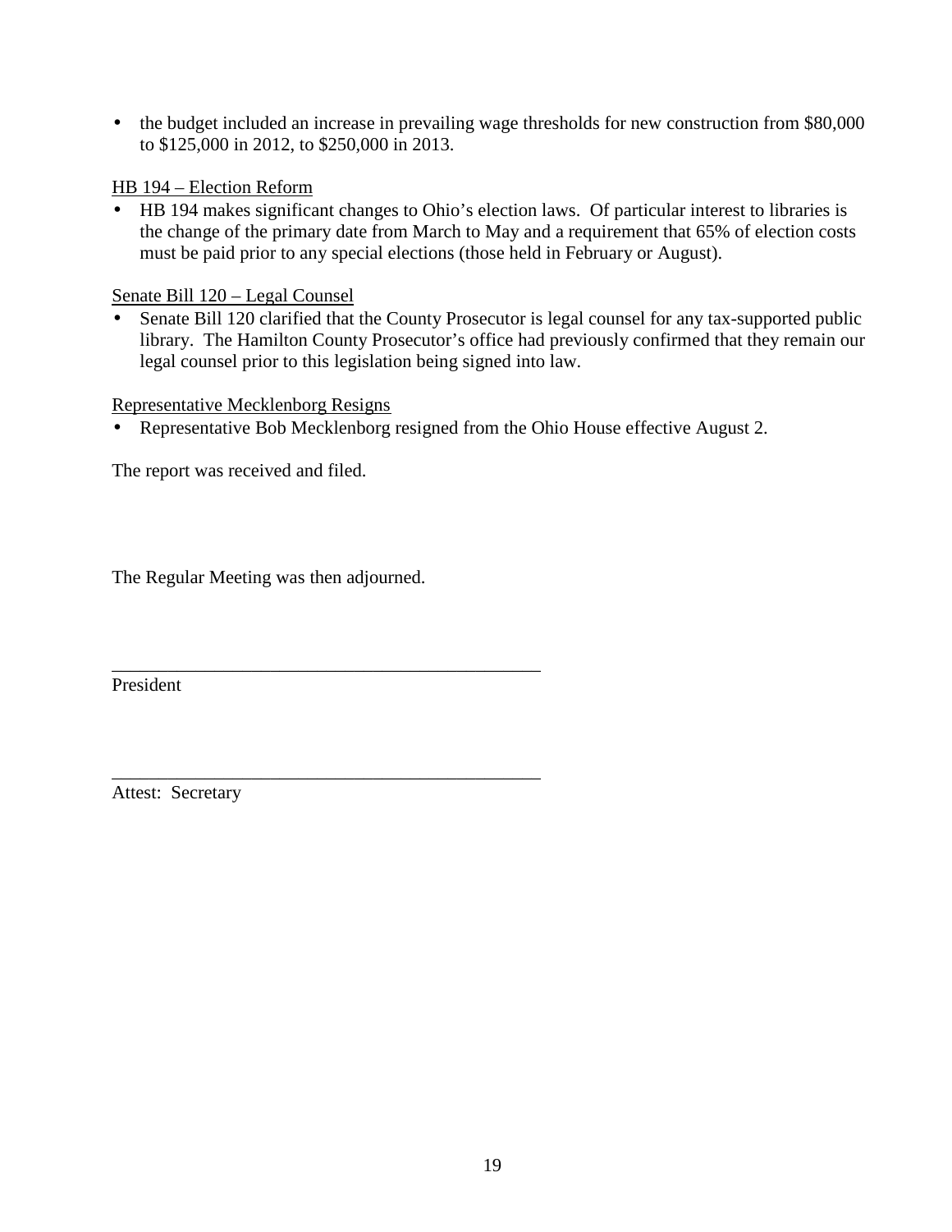- the budget included an increase in prevailing wage thresholds for new construction from $80,000 to $125,000 in 2012, to $250,000 in 2013.

HB 194 – Election Reform

- HB 194 makes significant changes to Ohio's election laws. Of particular interest to libraries is the change of the primary date from March to May and a requirement that 65% of election costs must be paid prior to any special elections (those held in February or August).

Senate Bill 120 – Legal Counsel

- Senate Bill 120 clarified that the County Prosecutor is legal counsel for any tax-supported public library. The Hamilton County Prosecutor's office had previously confirmed that they remain our legal counsel prior to this legislation being signed into law.

Representative Mecklenborg Resigns

- Representative Bob Mecklenborg resigned from the Ohio House effective August 2.

The report was received and filed.

The Regular Meeting was then adjourned.

_______________________________________________
President

_______________________________________________
Attest: Secretary